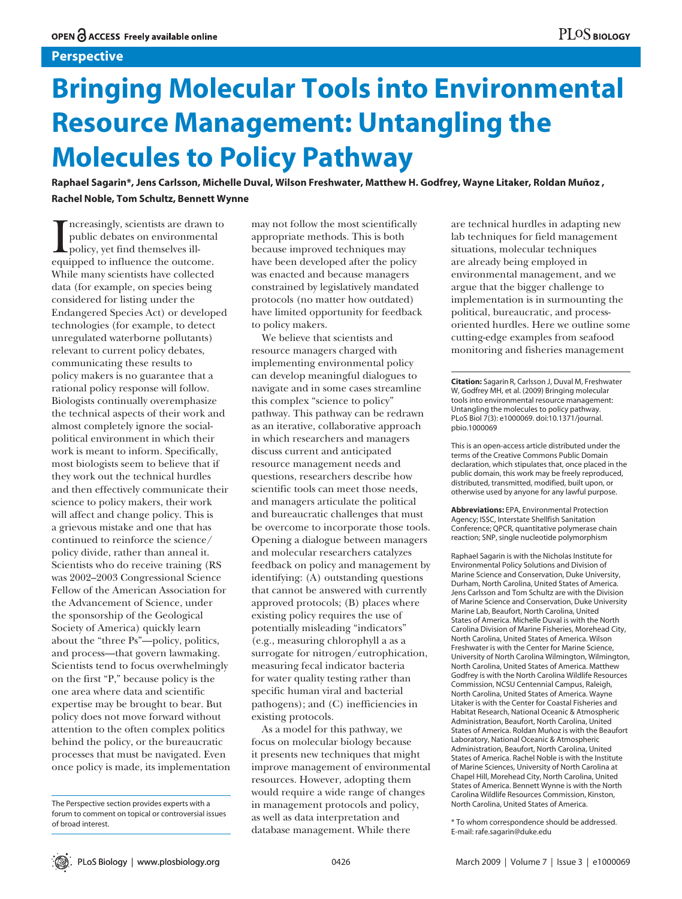**Perspective**

# Bringing Molecular Tools into Environmental Resource Management: Untangling the Molecules to Policy Pathway

**Raphael Sagarin*, Jens Carlsson, Michelle Duval, Wilson Freshwater, Matthew H. Godfrey, Wayne Litaker, Roldan Muñoz , Rachel Noble, Tom Schultz, Bennett Wynne**

Increasingly, scientists are drawn to public debates on environmental policy, yet find themselves ill-equipped to influence the outcome. While many scientists have collected data (for example, on species being considered for listing under the Endangered Species Act) or developed technologies (for example, to detect unregulated waterborne pollutants) relevant to current policy debates, communicating these results to policy makers is no guarantee that a rational policy response will follow. Biologists continually overemphasize the technical aspects of their work and almost completely ignore the social-political environment in which their work is meant to inform. Specifically, most biologists seem to believe that if they work out the technical hurdles and then effectively communicate their science to policy makers, their work will affect and change policy. This is a grievous mistake and one that has continued to reinforce the science/policy divide, rather than anneal it. Scientists who do receive training (RS was 2002–2003 Congressional Science Fellow of the American Association for the Advancement of Science, under the sponsorship of the Geological Society of America) quickly learn about the "three Ps"—policy, politics, and process—that govern lawmaking. Scientists tend to focus overwhelmingly on the first "P," because policy is the one area where data and scientific expertise may be brought to bear. But policy does not move forward without attention to the often complex politics behind the policy, or the bureaucratic processes that must be navigated. Even once policy is made, its implementation may not follow the most scientifically appropriate methods. This is both because improved techniques may have been developed after the policy was enacted and because managers constrained by legislatively mandated protocols (no matter how outdated) have limited opportunity for feedback to policy makers.

We believe that scientists and resource managers charged with implementing environmental policy can develop meaningful dialogues to navigate and in some cases streamline this complex "science to policy" pathway. This pathway can be redrawn as an iterative, collaborative approach in which researchers and managers discuss current and anticipated resource management needs and questions, researchers describe how scientific tools can meet those needs, and managers articulate the political and bureaucratic challenges that must be overcome to incorporate those tools. Opening a dialogue between managers and molecular researchers catalyzes feedback on policy and management by identifying: (A) outstanding questions that cannot be answered with currently approved protocols; (B) places where existing policy requires the use of potentially misleading "indicators" (e.g., measuring chlorophyll a as a surrogate for nitrogen/eutrophication, measuring fecal indicator bacteria for water quality testing rather than specific human viral and bacterial pathogens); and (C) inefficiencies in existing protocols.

As a model for this pathway, we focus on molecular biology because it presents new techniques that might improve management of environmental resources. However, adopting them would require a wide range of changes in management protocols and policy, as well as data interpretation and database management. While there are technical hurdles in adapting new lab techniques for field management situations, molecular techniques are already being employed in environmental management, and we argue that the bigger challenge to implementation is in surmounting the political, bureaucratic, and process-oriented hurdles. Here we outline some cutting-edge examples from seafood monitoring and fisheries management

The Perspective section provides experts with a forum to comment on topical or controversial issues of broad interest.

**Citation:** Sagarin R, Carlsson J, Duval M, Freshwater W, Godfrey MH, et al. (2009) Bringing molecular tools into environmental resource management: Untangling the molecules to policy pathway. PLoS Biol 7(3): e1000069. doi:10.1371/journal.pbio.1000069

This is an open-access article distributed under the terms of the Creative Commons Public Domain declaration, which stipulates that, once placed in the public domain, this work may be freely reproduced, distributed, transmitted, modified, built upon, or otherwise used by anyone for any lawful purpose.

**Abbreviations:** EPA, Environmental Protection Agency; ISSC, Interstate Shellfish Sanitation Conference; QPCR, quantitative polymerase chain reaction; SNP, single nucleotide polymorphism

Raphael Sagarin is with the Nicholas Institute for Environmental Policy Solutions and Division of Marine Science and Conservation, Duke University, Durham, North Carolina, United States of America. Jens Carlsson and Tom Schultz are with the Division of Marine Science and Conservation, Duke University Marine Lab, Beaufort, North Carolina, United States of America. Michelle Duval is with the North Carolina Division of Marine Fisheries, Morehead City, North Carolina, United States of America. Wilson Freshwater is with the Center for Marine Science, University of North Carolina Wilmington, Wilmington, North Carolina, United States of America. Matthew Godfrey is with the North Carolina Wildlife Resources Commission, NCSU Centennial Campus, Raleigh, North Carolina, United States of America. Wayne Litaker is with the Center for Coastal Fisheries and Habitat Research, National Oceanic & Atmospheric Administration, Beaufort, North Carolina, United States of America. Roldan Muñoz is with the Beaufort Laboratory, National Oceanic & Atmospheric Administration, Beaufort, North Carolina, United States of America. Rachel Noble is with the Institute of Marine Sciences, University of North Carolina at Chapel Hill, Morehead City, North Carolina, United States of America. Bennett Wynne is with the North Carolina Wildlife Resources Commission, Kinston, North Carolina, United States of America.

* To whom correspondence should be addressed. E-mail: rafe.sagarin@duke.edu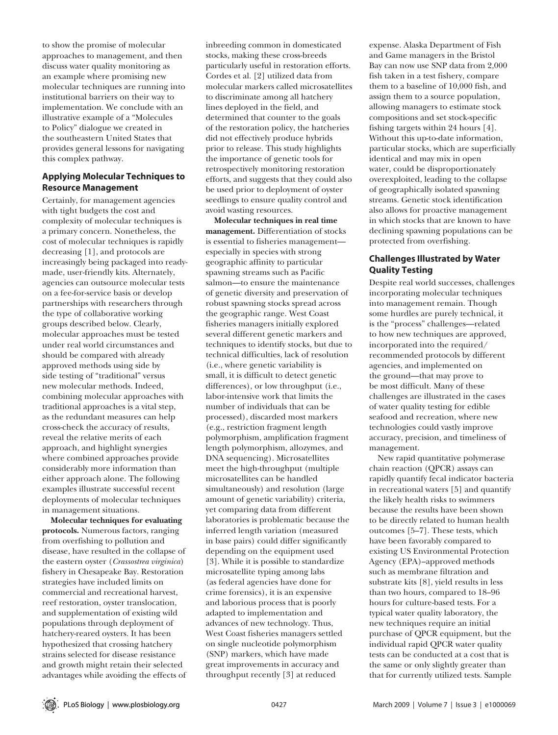to show the promise of molecular approaches to management, and then discuss water quality monitoring as an example where promising new molecular techniques are running into institutional barriers on their way to implementation. We conclude with an illustrative example of a "Molecules to Policy" dialogue we created in the southeastern United States that provides general lessons for navigating this complex pathway.

## Applying Molecular Techniques to Resource Management

Certainly, for management agencies with tight budgets the cost and complexity of molecular techniques is a primary concern. Nonetheless, the cost of molecular techniques is rapidly decreasing [1], and protocols are increasingly being packaged into ready-made, user-friendly kits. Alternately, agencies can outsource molecular tests on a fee-for-service basis or develop partnerships with researchers through the type of collaborative working groups described below. Clearly, molecular approaches must be tested under real world circumstances and should be compared with already approved methods using side by side testing of "traditional" versus new molecular methods. Indeed, combining molecular approaches with traditional approaches is a vital step, as the redundant measures can help cross-check the accuracy of results, reveal the relative merits of each approach, and highlight synergies where combined approaches provide considerably more information than either approach alone. The following examples illustrate successful recent deployments of molecular techniques in management situations.

**Molecular techniques for evaluating protocols.** Numerous factors, ranging from overfishing to pollution and disease, have resulted in the collapse of the eastern oyster (*Crassostrea virginica*) fishery in Chesapeake Bay. Restoration strategies have included limits on commercial and recreational harvest, reef restoration, oyster translocation, and supplementation of existing wild populations through deployment of hatchery-reared oysters. It has been hypothesized that crossing hatchery strains selected for disease resistance and growth might retain their selected advantages while avoiding the effects of inbreeding common in domesticated stocks, making these cross-breeds particularly useful in restoration efforts. Cordes et al. [2] utilized data from molecular markers called microsatellites to discriminate among all hatchery lines deployed in the field, and determined that counter to the goals of the restoration policy, the hatcheries did not effectively produce hybrids prior to release. This study highlights the importance of genetic tools for retrospectively monitoring restoration efforts, and suggests that they could also be used prior to deployment of oyster seedlings to ensure quality control and avoid wasting resources.

**Molecular techniques in real time management.** Differentiation of stocks is essential to fisheries management—especially in species with strong geographic affinity to particular spawning streams such as Pacific salmon—to ensure the maintenance of genetic diversity and preservation of robust spawning stocks spread across the geographic range. West Coast fisheries managers initially explored several different genetic markers and techniques to identify stocks, but due to technical difficulties, lack of resolution (i.e., where genetic variability is small, it is difficult to detect genetic differences), or low throughput (i.e., labor-intensive work that limits the number of individuals that can be processed), discarded most markers (e.g., restriction fragment length polymorphism, amplification fragment length polymorphism, allozymes, and DNA sequencing). Microsatellites meet the high-throughput (multiple microsatellites can be handled simultaneously) and resolution (large amount of genetic variability) criteria, yet comparing data from different laboratories is problematic because the inferred length variation (measured in base pairs) could differ significantly depending on the equipment used [3]. While it is possible to standardize microsatellite typing among labs (as federal agencies have done for crime forensics), it is an expensive and laborious process that is poorly adapted to implementation and advances of new technology. Thus, West Coast fisheries managers settled on single nucleotide polymorphism (SNP) markers, which have made great improvements in accuracy and throughput recently [3] at reduced expense. Alaska Department of Fish and Game managers in the Bristol Bay can now use SNP data from 2,000 fish taken in a test fishery, compare them to a baseline of 10,000 fish, and assign them to a source population, allowing managers to estimate stock compositions and set stock-specific fishing targets within 24 hours [4]. Without this up-to-date information, particular stocks, which are superficially identical and may mix in open water, could be disproportionately overexploited, leading to the collapse of geographically isolated spawning streams. Genetic stock identification also allows for proactive management in which stocks that are known to have declining spawning populations can be protected from overfishing.

## Challenges Illustrated by Water Quality Testing

Despite real world successes, challenges incorporating molecular techniques into management remain. Though some hurdles are purely technical, it is the "process" challenges—related to how new techniques are approved, incorporated into the required/recommended protocols by different agencies, and implemented on the ground—that may prove to be most difficult. Many of these challenges are illustrated in the cases of water quality testing for edible seafood and recreation, where new technologies could vastly improve accuracy, precision, and timeliness of management.

New rapid quantitative polymerase chain reaction (QPCR) assays can rapidly quantify fecal indicator bacteria in recreational waters [5] and quantify the likely health risks to swimmers because the results have been shown to be directly related to human health outcomes [5–7]. These tests, which have been favorably compared to existing US Environmental Protection Agency (EPA)–approved methods such as membrane filtration and substrate kits [8], yield results in less than two hours, compared to 18–96 hours for culture-based tests. For a typical water quality laboratory, the new techniques require an initial purchase of QPCR equipment, but the individual rapid QPCR water quality tests can be conducted at a cost that is the same or only slightly greater than that for currently utilized tests. Sample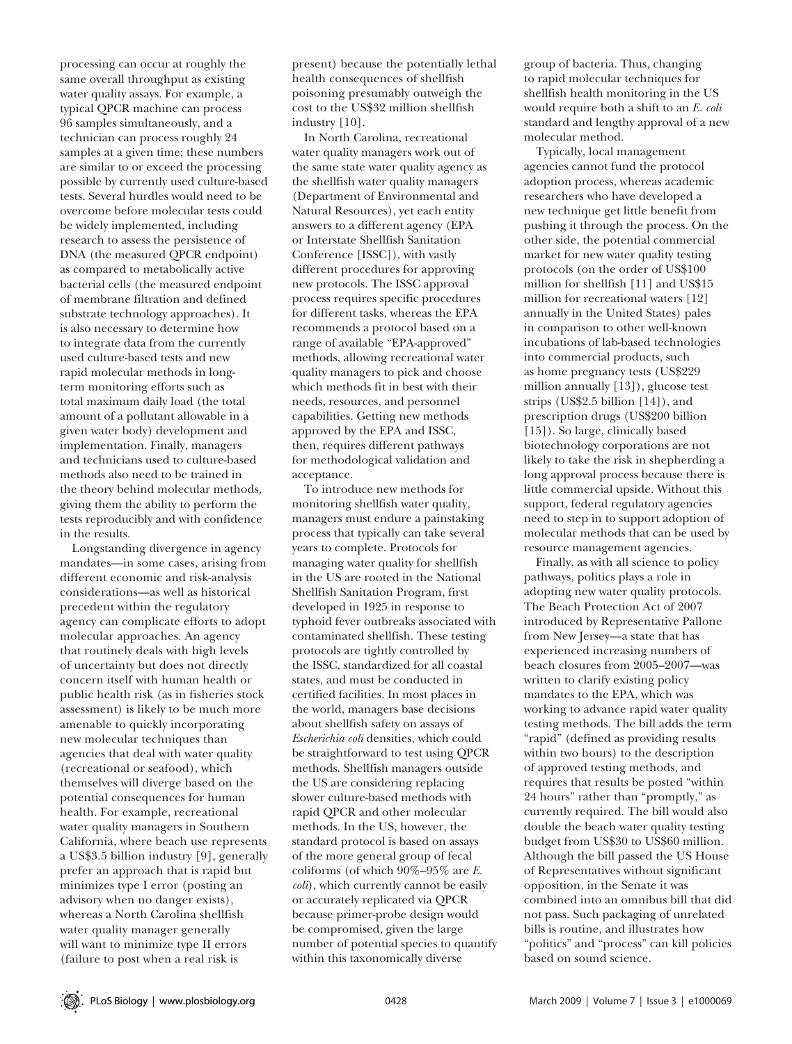processing can occur at roughly the same overall throughput as existing water quality assays. For example, a typical QPCR machine can process 96 samples simultaneously, and a technician can process roughly 24 samples at a given time; these numbers are similar to or exceed the processing possible by currently used culture-based tests. Several hurdles would need to be overcome before molecular tests could be widely implemented, including research to assess the persistence of DNA (the measured QPCR endpoint) as compared to metabolically active bacterial cells (the measured endpoint of membrane filtration and defined substrate technology approaches). It is also necessary to determine how to integrate data from the currently used culture-based tests and new rapid molecular methods in long-term monitoring efforts such as total maximum daily load (the total amount of a pollutant allowable in a given water body) development and implementation. Finally, managers and technicians used to culture-based methods also need to be trained in the theory behind molecular methods, giving them the ability to perform the tests reproducibly and with confidence in the results.

Longstanding divergence in agency mandates—in some cases, arising from different economic and risk-analysis considerations—as well as historical precedent within the regulatory agency can complicate efforts to adopt molecular approaches. An agency that routinely deals with high levels of uncertainty but does not directly concern itself with human health or public health risk (as in fisheries stock assessment) is likely to be much more amenable to quickly incorporating new molecular techniques than agencies that deal with water quality (recreational or seafood), which themselves will diverge based on the potential consequences for human health. For example, recreational water quality managers in Southern California, where beach use represents a US$3.5 billion industry [9], generally prefer an approach that is rapid but minimizes type I error (posting an advisory when no danger exists), whereas a North Carolina shellfish water quality manager generally will want to minimize type II errors (failure to post when a real risk is present) because the potentially lethal health consequences of shellfish poisoning presumably outweigh the cost to the US$32 million shellfish industry [10].

In North Carolina, recreational water quality managers work out of the same state water quality agency as the shellfish water quality managers (Department of Environmental and Natural Resources), yet each entity answers to a different agency (EPA or Interstate Shellfish Sanitation Conference [ISSC]), with vastly different procedures for approving new protocols. The ISSC approval process requires specific procedures for different tasks, whereas the EPA recommends a protocol based on a range of available "EPA-approved" methods, allowing recreational water quality managers to pick and choose which methods fit in best with their needs, resources, and personnel capabilities. Getting new methods approved by the EPA and ISSC, then, requires different pathways for methodological validation and acceptance.

To introduce new methods for monitoring shellfish water quality, managers must endure a painstaking process that typically can take several years to complete. Protocols for managing water quality for shellfish in the US are rooted in the National Shellfish Sanitation Program, first developed in 1925 in response to typhoid fever outbreaks associated with contaminated shellfish. These testing protocols are tightly controlled by the ISSC, standardized for all coastal states, and must be conducted in certified facilities. In most places in the world, managers base decisions about shellfish safety on assays of *Escherichia coli* densities, which could be straightforward to test using QPCR methods. Shellfish managers outside the US are considering replacing slower culture-based methods with rapid QPCR and other molecular methods. In the US, however, the standard protocol is based on assays of the more general group of fecal coliforms (of which 90%–95% are *E. coli*), which currently cannot be easily or accurately replicated via QPCR because primer-probe design would be compromised, given the large number of potential species to quantify within this taxonomically diverse group of bacteria. Thus, changing to rapid molecular techniques for shellfish health monitoring in the US would require both a shift to an *E. coli* standard and lengthy approval of a new molecular method.

Typically, local management agencies cannot fund the protocol adoption process, whereas academic researchers who have developed a new technique get little benefit from pushing it through the process. On the other side, the potential commercial market for new water quality testing protocols (on the order of US$100 million for shellfish [11] and US$15 million for recreational waters [12] annually in the United States) pales in comparison to other well-known incubations of lab-based technologies into commercial products, such as home pregnancy tests (US$229 million annually [13]), glucose test strips (US$2.5 billion [14]), and prescription drugs (US$200 billion [15]). So large, clinically based biotechnology corporations are not likely to take the risk in shepherding a long approval process because there is little commercial upside. Without this support, federal regulatory agencies need to step in to support adoption of molecular methods that can be used by resource management agencies.

Finally, as with all science to policy pathways, politics plays a role in adopting new water quality protocols. The Beach Protection Act of 2007 introduced by Representative Pallone from New Jersey—a state that has experienced increasing numbers of beach closures from 2005–2007—was written to clarify existing policy mandates to the EPA, which was working to advance rapid water quality testing methods. The bill adds the term "rapid" (defined as providing results within two hours) to the description of approved testing methods, and requires that results be posted "within 24 hours" rather than "promptly," as currently required. The bill would also double the beach water quality testing budget from US$30 to US$60 million. Although the bill passed the US House of Representatives without significant opposition, in the Senate it was combined into an omnibus bill that did not pass. Such packaging of unrelated bills is routine, and illustrates how "politics" and "process" can kill policies based on sound science.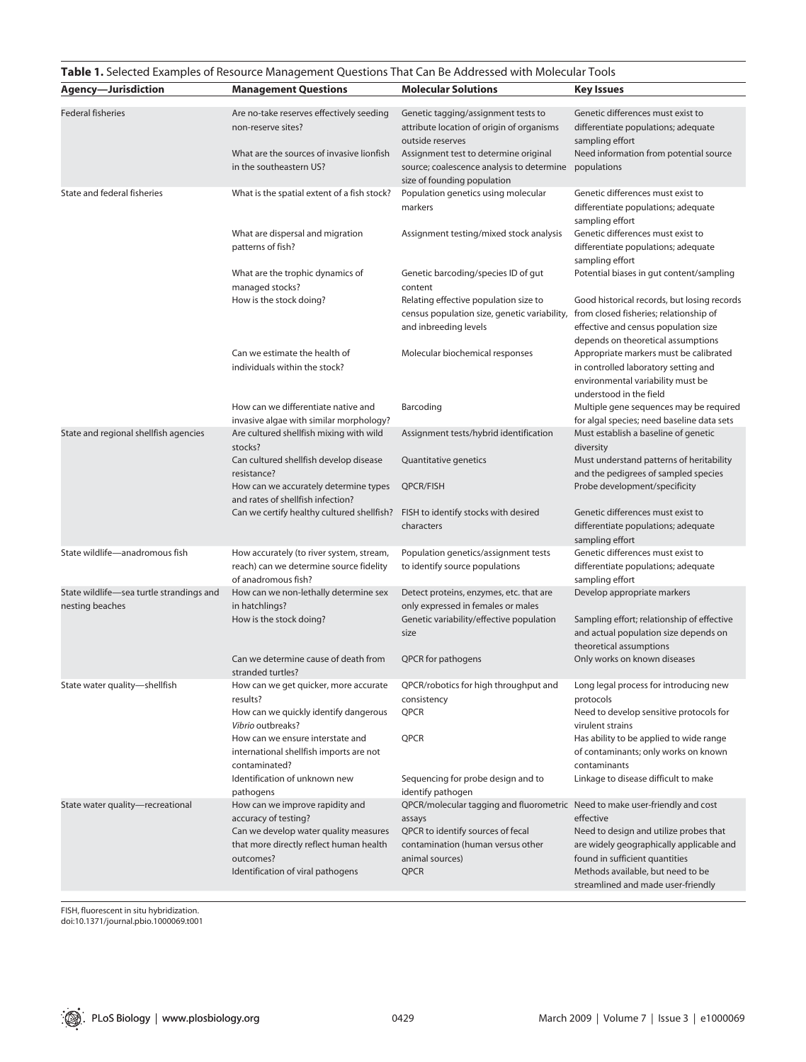**Table 1.** Selected Examples of Resource Management Questions That Can Be Addressed with Molecular Tools

| Agency—Jurisdiction | Management Questions | Molecular Solutions | Key Issues |
|---|---|---|---|
| Federal fisheries | Are no-take reserves effectively seeding non-reserve sites? | Genetic tagging/assignment tests to attribute location of origin of organisms outside reserves | Genetic differences must exist to differentiate populations; adequate sampling effort |
| | What are the sources of invasive lionfish in the southeastern US? | Assignment test to determine original source; coalescence analysis to determine size of founding population | Need information from potential source populations |
| State and federal fisheries | What is the spatial extent of a fish stock? | Population genetics using molecular markers | Genetic differences must exist to differentiate populations; adequate sampling effort |
| | What are dispersal and migration patterns of fish? | Assignment testing/mixed stock analysis | Genetic differences must exist to differentiate populations; adequate sampling effort |
| | What are the trophic dynamics of managed stocks? | Genetic barcoding/species ID of gut content | Potential biases in gut content/sampling |
| | How is the stock doing? | Relating effective population size to census population size, genetic variability, and inbreeding levels | Good historical records, but losing records from closed fisheries; relationship of effective and census population size depends on theoretical assumptions |
| | Can we estimate the health of individuals within the stock? | Molecular biochemical responses | Appropriate markers must be calibrated in controlled laboratory setting and environmental variability must be understood in the field |
| | How can we differentiate native and invasive algae with similar morphology? | Barcoding | Multiple gene sequences may be required for algal species; need baseline data sets |
| State and regional shellfish agencies | Are cultured shellfish mixing with wild stocks? | Assignment tests/hybrid identification | Must establish a baseline of genetic diversity |
| | Can cultured shellfish develop disease resistance? | Quantitative genetics | Must understand patterns of heritability and the pedigrees of sampled species |
| | How can we accurately determine types and rates of shellfish infection? | QPCR/FISH | Probe development/specificity |
| | Can we certify healthy cultured shellfish? | FISH to identify stocks with desired characters | Genetic differences must exist to differentiate populations; adequate sampling effort |
| State wildlife—anadromous fish | How accurately (to river system, stream, reach) can we determine source fidelity of anadromous fish? | Population genetics/assignment tests to identify source populations | Genetic differences must exist to differentiate populations; adequate sampling effort |
| State wildlife—sea turtle strandings and nesting beaches | How can we non-lethally determine sex in hatchlings? | Detect proteins, enzymes, etc. that are only expressed in females or males | Develop appropriate markers |
| | How is the stock doing? | Genetic variability/effective population size | Sampling effort; relationship of effective and actual population size depends on theoretical assumptions |
| | Can we determine cause of death from stranded turtles? | QPCR for pathogens | Only works on known diseases |
| State water quality—shellfish | How can we get quicker, more accurate results? | QPCR/robotics for high throughput and consistency | Long legal process for introducing new protocols |
| | How can we quickly identify dangerous *Vibrio* outbreaks? | QPCR | Need to develop sensitive protocols for virulent strains |
| | How can we ensure interstate and international shellfish imports are not contaminated? | QPCR | Has ability to be applied to wide range of contaminants; only works on known contaminants |
| | Identification of unknown new pathogens | Sequencing for probe design and to identify pathogen | Linkage to disease difficult to make |
| State water quality—recreational | How can we improve rapidity and accuracy of testing? | QPCR/molecular tagging and fluorometric assays | Need to make user-friendly and cost effective |
| | Can we develop water quality measures that more directly reflect human health outcomes? | QPCR to identify sources of fecal contamination (human versus other animal sources) | Need to design and utilize probes that are widely geographically applicable and found in sufficient quantities |
| | Identification of viral pathogens | QPCR | Methods available, but need to be streamlined and made user-friendly |

FISH, fluorescent in situ hybridization.
doi:10.1371/journal.pbio.1000069.t001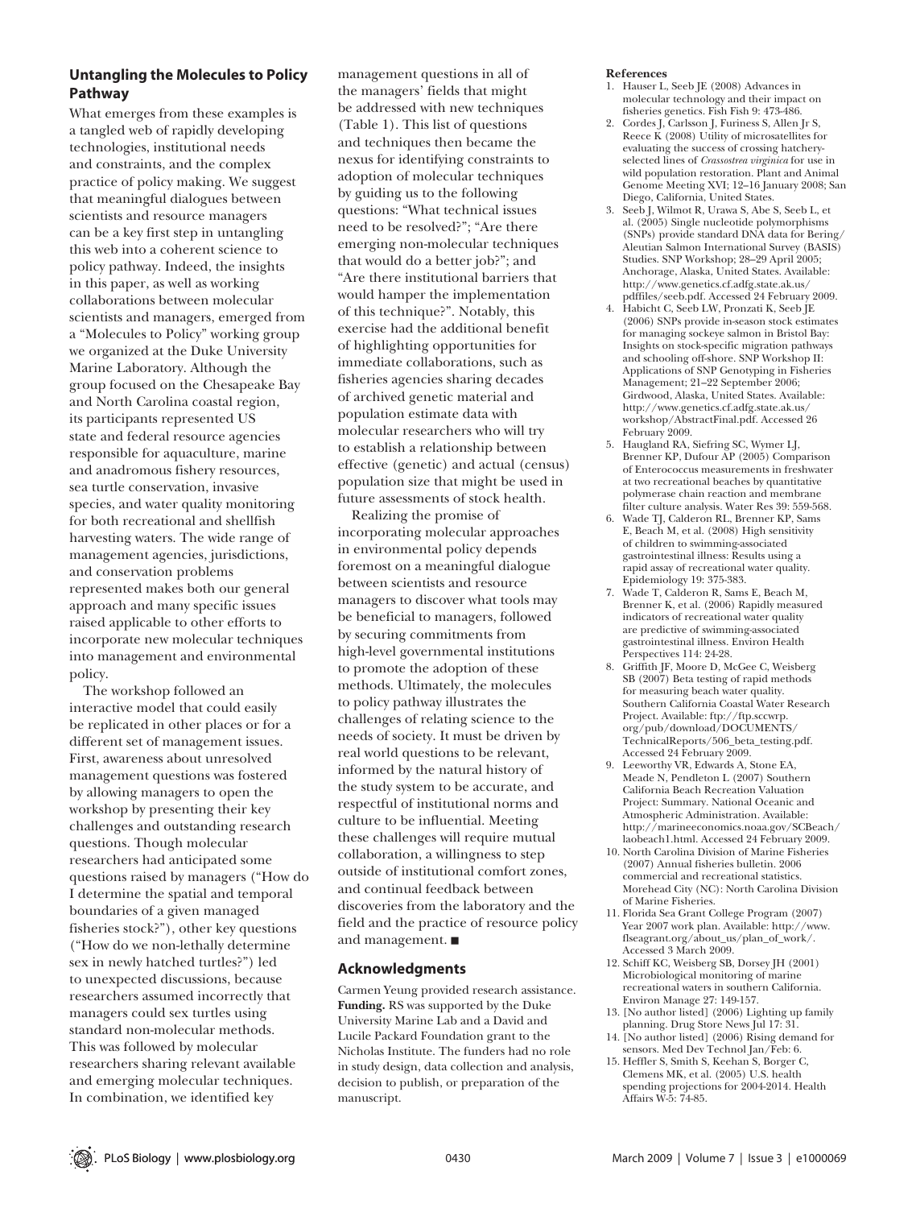## Untangling the Molecules to Policy Pathway

What emerges from these examples is a tangled web of rapidly developing technologies, institutional needs and constraints, and the complex practice of policy making. We suggest that meaningful dialogues between scientists and resource managers can be a key first step in untangling this web into a coherent science to policy pathway. Indeed, the insights in this paper, as well as working collaborations between molecular scientists and managers, emerged from a "Molecules to Policy" working group we organized at the Duke University Marine Laboratory. Although the group focused on the Chesapeake Bay and North Carolina coastal region, its participants represented US state and federal resource agencies responsible for aquaculture, marine and anadromous fishery resources, sea turtle conservation, invasive species, and water quality monitoring for both recreational and shellfish harvesting waters. The wide range of management agencies, jurisdictions, and conservation problems represented makes both our general approach and many specific issues raised applicable to other efforts to incorporate new molecular techniques into management and environmental policy.

The workshop followed an interactive model that could easily be replicated in other places or for a different set of management issues. First, awareness about unresolved management questions was fostered by allowing managers to open the workshop by presenting their key challenges and outstanding research questions. Though molecular researchers had anticipated some questions raised by managers ("How do I determine the spatial and temporal boundaries of a given managed fisheries stock?"), other key questions ("How do we non-lethally determine sex in newly hatched turtles?") led to unexpected discussions, because researchers assumed incorrectly that managers could sex turtles using standard non-molecular methods. This was followed by molecular researchers sharing relevant available and emerging molecular techniques. In combination, we identified key management questions in all of the managers' fields that might be addressed with new techniques (Table 1). This list of questions and techniques then became the nexus for identifying constraints to adoption of molecular techniques by guiding us to the following questions: "What technical issues need to be resolved?"; "Are there emerging non-molecular techniques that would do a better job?"; and "Are there institutional barriers that would hamper the implementation of this technique?". Notably, this exercise had the additional benefit of highlighting opportunities for immediate collaborations, such as fisheries agencies sharing decades of archived genetic material and population estimate data with molecular researchers who will try to establish a relationship between effective (genetic) and actual (census) population size that might be used in future assessments of stock health.

Realizing the promise of incorporating molecular approaches in environmental policy depends foremost on a meaningful dialogue between scientists and resource managers to discover what tools may be beneficial to managers, followed by securing commitments from high-level governmental institutions to promote the adoption of these methods. Ultimately, the molecules to policy pathway illustrates the challenges of relating science to the needs of society. It must be driven by real world questions to be relevant, informed by the natural history of the study system to be accurate, and respectful of institutional norms and culture to be influential. Meeting these challenges will require mutual collaboration, a willingness to step outside of institutional comfort zones, and continual feedback between discoveries from the laboratory and the field and the practice of resource policy and management. ■

## Acknowledgments

Carmen Yeung provided research assistance. **Funding.** RS was supported by the Duke University Marine Lab and a David and Lucile Packard Foundation grant to the Nicholas Institute. The funders had no role in study design, data collection and analysis, decision to publish, or preparation of the manuscript.

### References

1. Hauser L, Seeb JE (2008) Advances in molecular technology and their impact on fisheries genetics. Fish Fish 9: 473-486.
2. Cordes J, Carlsson J, Furiness S, Allen Jr S, Reece K (2008) Utility of microsatellites for evaluating the success of crossing hatchery-selected lines of *Crassostrea virginica* for use in wild population restoration. Plant and Animal Genome Meeting XVI; 12–16 January 2008; San Diego, California, United States.
3. Seeb J, Wilmot R, Urawa S, Abe S, Seeb L, et al. (2005) Single nucleotide polymorphisms (SNPs) provide standard DNA data for Bering/Aleutian Salmon International Survey (BASIS) Studies. SNP Workshop; 28–29 April 2005; Anchorage, Alaska, United States. Available: http://www.genetics.cf.adfg.state.ak.us/pdffiles/seeb.pdf. Accessed 24 February 2009.
4. Habicht C, Seeb LW, Pronzati K, Seeb JE (2006) SNPs provide in-season stock estimates for managing sockeye salmon in Bristol Bay: Insights on stock-specific migration pathways and schooling off-shore. SNP Workshop II: Applications of SNP Genotyping in Fisheries Management; 21–22 September 2006; Girdwood, Alaska, United States. Available: http://www.genetics.cf.adfg.state.ak.us/workshop/AbstractFinal.pdf. Accessed 26 February 2009.
5. Haugland RA, Siefring SC, Wymer LJ, Brenner KP, Dufour AP (2005) Comparison of Enterococcus measurements in freshwater at two recreational beaches by quantitative polymerase chain reaction and membrane filter culture analysis. Water Res 39: 559-568.
6. Wade TJ, Calderon RL, Brenner KP, Sams E, Beach M, et al. (2008) High sensitivity of children to swimming-associated gastrointestinal illness: Results using a rapid assay of recreational water quality. Epidemiology 19: 375-383.
7. Wade T, Calderon R, Sams E, Beach M, Brenner K, et al. (2006) Rapidly measured indicators of recreational water quality are predictive of swimming-associated gastrointestinal illness. Environ Health Perspectives 114: 24-28.
8. Griffith JF, Moore D, McGee C, Weisberg SB (2007) Beta testing of rapid methods for measuring beach water quality. Southern California Coastal Water Research Project. Available: ftp://ftp.sccwrp.org/pub/download/DOCUMENTS/TechnicalReports/506_beta_testing.pdf. Accessed 24 February 2009.
9. Leeworthy VR, Edwards A, Stone EA, Meade N, Pendleton L (2007) Southern California Beach Recreation Valuation Project: Summary. National Oceanic and Atmospheric Administration. Available: http://marineeconomics.noaa.gov/SCBeach/laobeach1.html. Accessed 24 February 2009.
10. North Carolina Division of Marine Fisheries (2007) Annual fisheries bulletin. 2006 commercial and recreational statistics. Morehead City (NC): North Carolina Division of Marine Fisheries.
11. Florida Sea Grant College Program (2007) Year 2007 work plan. Available: http://www.flseagrant.org/about_us/plan_of_work/. Accessed 3 March 2009.
12. Schiff KC, Weisberg SB, Dorsey JH (2001) Microbiological monitoring of marine recreational waters in southern California. Environ Manage 27: 149-157.
13. [No author listed] (2006) Lighting up family planning. Drug Store News Jul 17: 31.
14. [No author listed] (2006) Rising demand for sensors. Med Dev Technol Jan/Feb: 6.
15. Heffler S, Smith S, Keehan S, Borger C, Clemens MK, et al. (2005) U.S. health spending projections for 2004-2014. Health Affairs W-5: 74-85.